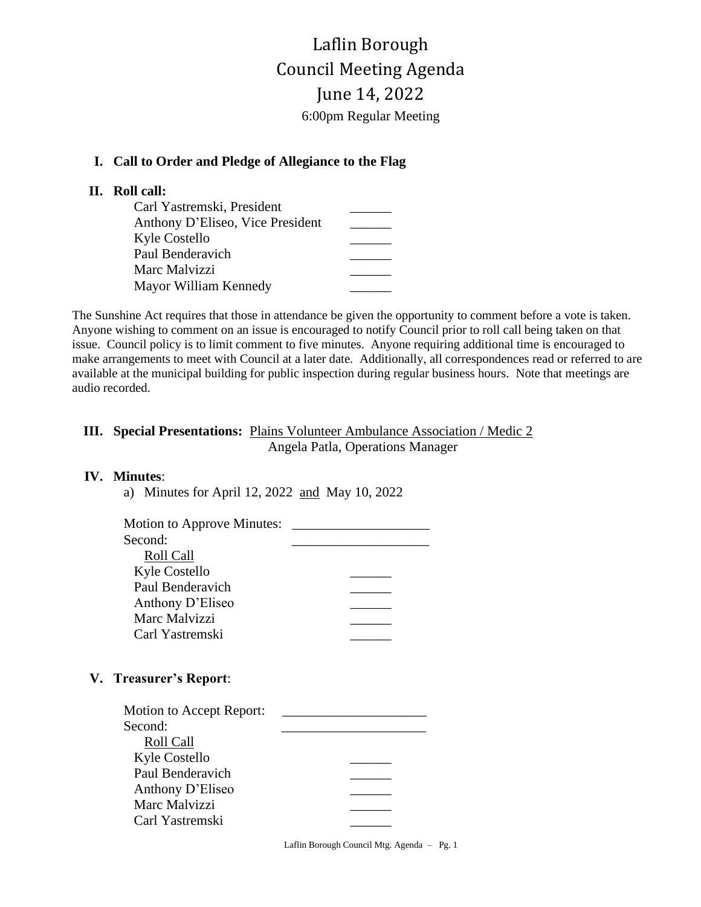# Laflin Borough
# Council Meeting Agenda
# June 14, 2022

6:00pm Regular Meeting

## I. Call to Order and Pledge of Allegiance to the Flag

## II. Roll call:

| | |
|---|---|
| Carl Yastremski, President | ______ |
| Anthony D'Eliseo, Vice President | ______ |
| Kyle Costello | ______ |
| Paul Benderavich | ______ |
| Marc Malvizzi | ______ |
| Mayor William Kennedy | ______ |

The Sunshine Act requires that those in attendance be given the opportunity to comment before a vote is taken. Anyone wishing to comment on an issue is encouraged to notify Council prior to roll call being taken on that issue. Council policy is to limit comment to five minutes. Anyone requiring additional time is encouraged to make arrangements to meet with Council at a later date. Additionally, all correspondences read or referred to are available at the municipal building for public inspection during regular business hours. Note that meetings are audio recorded.

## III. Special Presentations: Plains Volunteer Ambulance Association / Medic 2

Angela Patla, Operations Manager

## IV. Minutes:

a) Minutes for April 12, 2022 and May 10, 2022

Motion to Approve Minutes: ____________________

Second: ____________________

Roll Call

| | |
|---|---|
| Kyle Costello | ______ |
| Paul Benderavich | ______ |
| Anthony D'Eliseo | ______ |
| Marc Malvizzi | ______ |
| Carl Yastremski | ______ |

## V. Treasurer's Report:

Motion to Accept Report: ____________________

Second: ____________________

Roll Call

| | |
|---|---|
| Kyle Costello | ______ |
| Paul Benderavich | ______ |
| Anthony D'Eliseo | ______ |
| Marc Malvizzi | ______ |
| Carl Yastremski | ______ |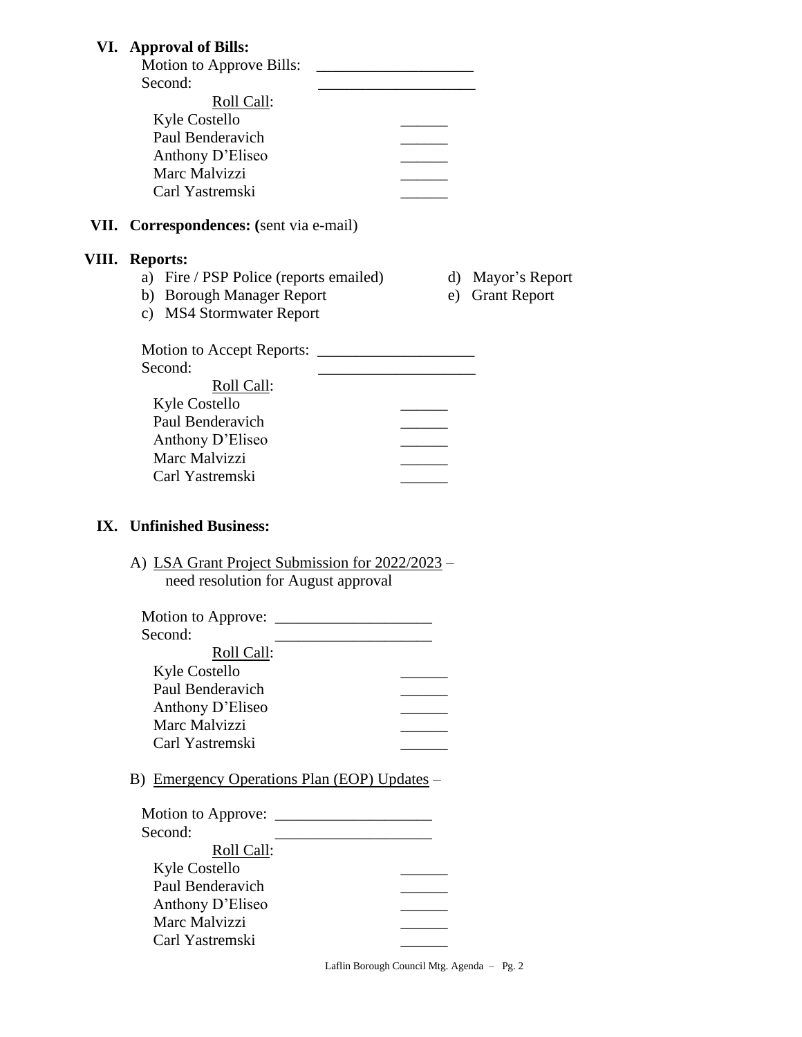## VI. Approval of Bills:

Motion to Approve Bills: ____________________

Second: ____________________

Roll Call:

| | |
|---|---|
| Kyle Costello | ______ |
| Paul Benderavich | ______ |
| Anthony D'Eliseo | ______ |
| Marc Malvizzi | ______ |
| Carl Yastremski | ______ |

## VII. Correspondences: (sent via e-mail)

## VIII. Reports:

a) Fire / PSP Police (reports emailed)
b) Borough Manager Report
c) MS4 Stormwater Report
d) Mayor's Report
e) Grant Report

Motion to Accept Reports: ____________________

Second: ____________________

Roll Call:

| | |
|---|---|
| Kyle Costello | ______ |
| Paul Benderavich | ______ |
| Anthony D'Eliseo | ______ |
| Marc Malvizzi | ______ |
| Carl Yastremski | ______ |

## IX. Unfinished Business:

A) LSA Grant Project Submission for 2022/2023 – need resolution for August approval

Motion to Approve: ____________________

Second: ____________________

Roll Call:

| | |
|---|---|
| Kyle Costello | ______ |
| Paul Benderavich | ______ |
| Anthony D'Eliseo | ______ |
| Marc Malvizzi | ______ |
| Carl Yastremski | ______ |

B) Emergency Operations Plan (EOP) Updates –

Motion to Approve: ____________________

Second: ____________________

Roll Call:

| | |
|---|---|
| Kyle Costello | ______ |
| Paul Benderavich | ______ |
| Anthony D'Eliseo | ______ |
| Marc Malvizzi | ______ |
| Carl Yastremski | ______ |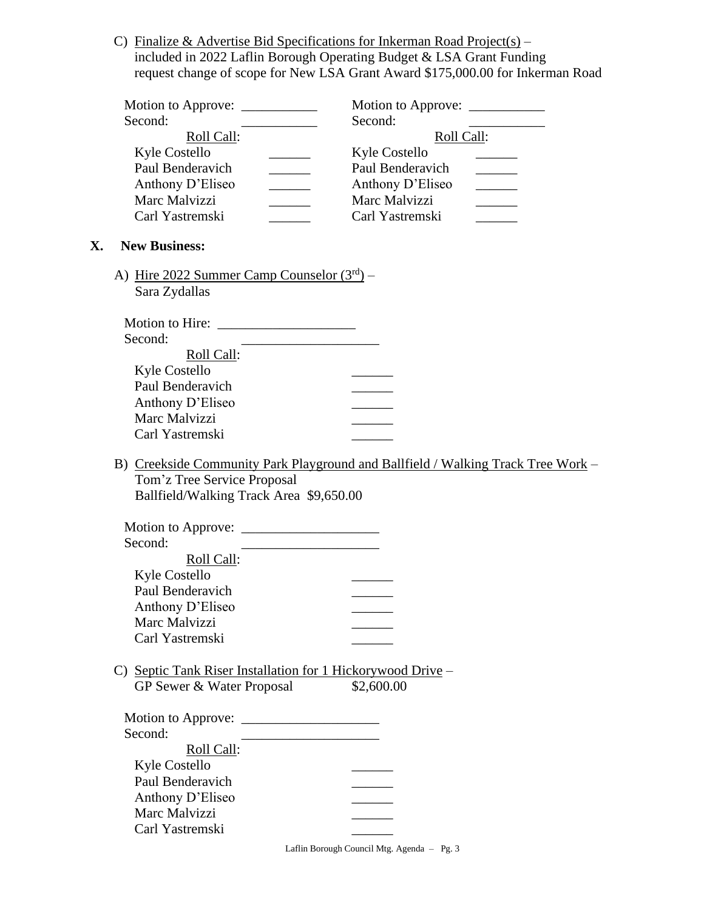C) Finalize & Advertise Bid Specifications for Inkerman Road Project(s) – included in 2022 Laflin Borough Operating Budget & LSA Grant Funding request change of scope for New LSA Grant Award $175,000.00 for Inkerman Road

| Motion to Approve: ___________ | | Motion to Approve: ___________ | |
|---|---|---|---|
| Second: ___________ | | Second: ___________ | |
| Roll Call: | | Roll Call: | |
| Kyle Costello | ______ | Kyle Costello | ______ |
| Paul Benderavich | ______ | Paul Benderavich | ______ |
| Anthony D'Eliseo | ______ | Anthony D'Eliseo | ______ |
| Marc Malvizzi | ______ | Marc Malvizzi | ______ |
| Carl Yastremski | ______ | Carl Yastremski | ______ |

## X. New Business:

A) Hire 2022 Summer Camp Counselor (3rd) – Sara Zydallas

Motion to Hire: ____________________
Second: ____________________

Roll Call:
- Kyle Costello ______
- Paul Benderavich ______
- Anthony D'Eliseo ______
- Marc Malvizzi ______
- Carl Yastremski ______

B) Creekside Community Park Playground and Ballfield / Walking Track Tree Work – Tom'z Tree Service Proposal
Ballfield/Walking Track Area $9,650.00

Motion to Approve: ____________________
Second: ____________________

Roll Call:
- Kyle Costello ______
- Paul Benderavich ______
- Anthony D'Eliseo ______
- Marc Malvizzi ______
- Carl Yastremski ______

C) Septic Tank Riser Installation for 1 Hickorywood Drive – GP Sewer & Water Proposal $2,600.00

Motion to Approve: ____________________
Second: ____________________

Roll Call:
- Kyle Costello ______
- Paul Benderavich ______
- Anthony D'Eliseo ______
- Marc Malvizzi ______
- Carl Yastremski ______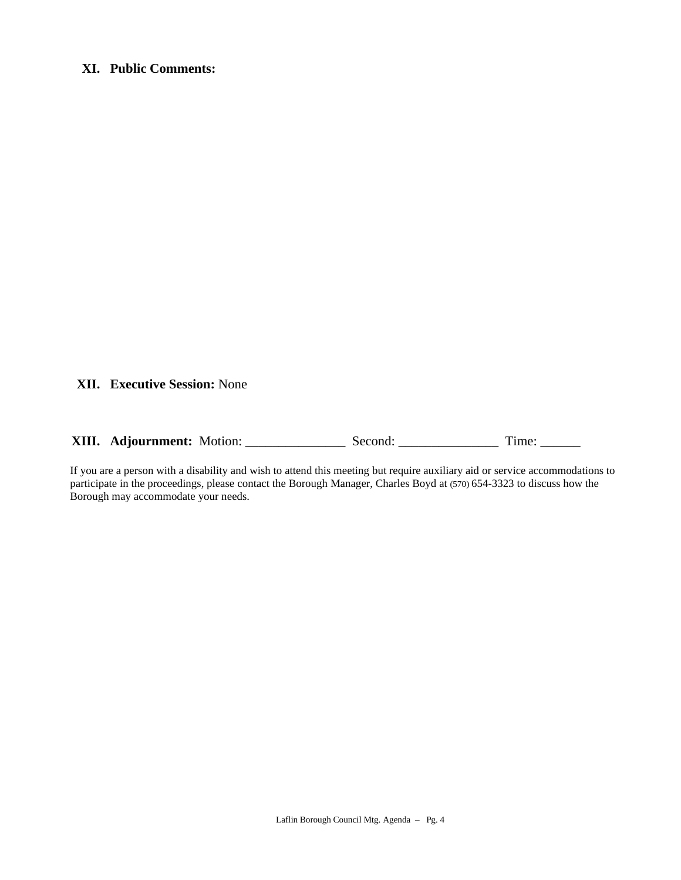**XI. Public Comments:**

**XII. Executive Session:** None

**XIII. Adjournment:** Motion: _______________ Second: _______________ Time: ______

If you are a person with a disability and wish to attend this meeting but require auxiliary aid or service accommodations to participate in the proceedings, please contact the Borough Manager, Charles Boyd at (570) 654-3323 to discuss how the Borough may accommodate your needs.